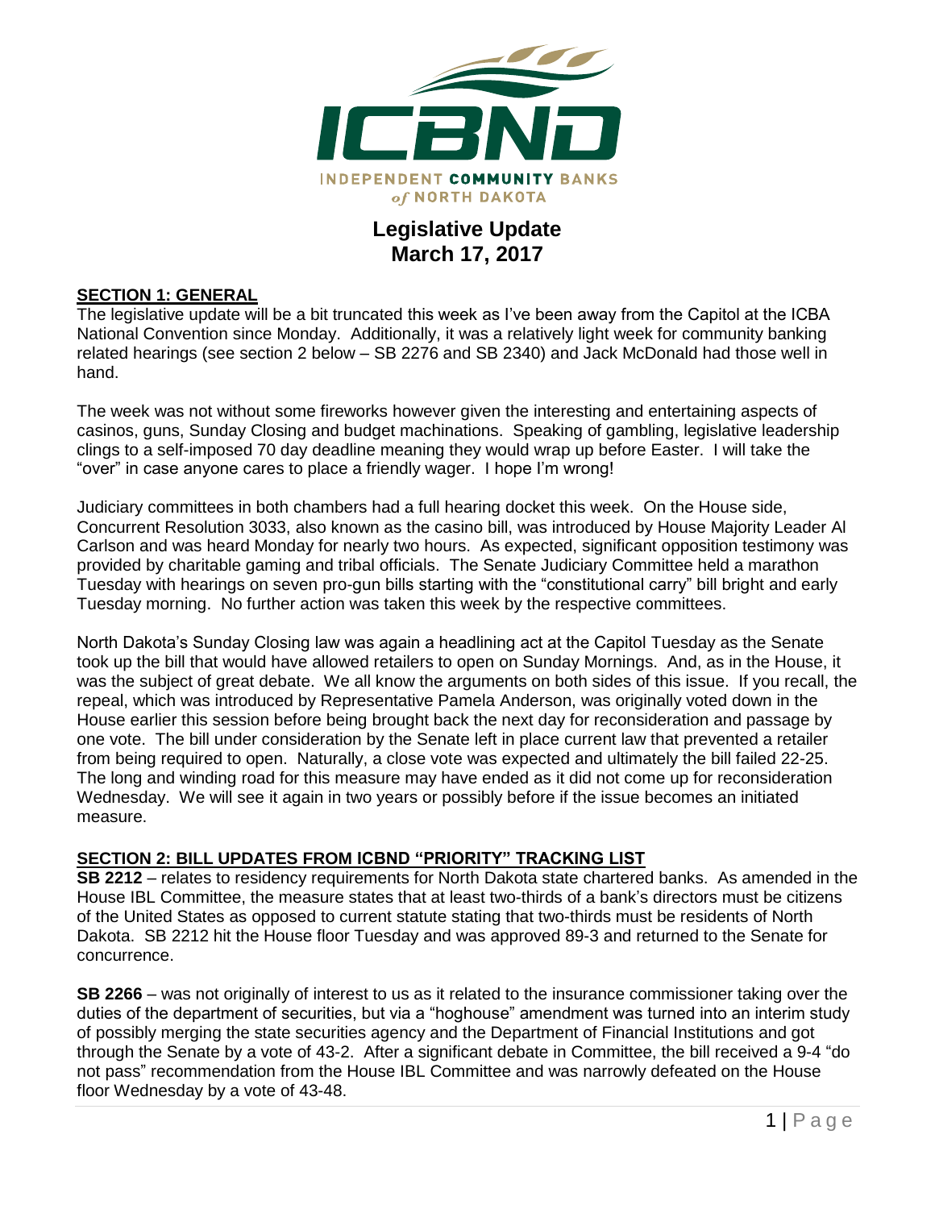ICBND

INDEPENDENT COMMUNITY BANKS of NORTH DAKOTA

# Legislative Update
# March 17, 2017

## SECTION 1: GENERAL

The legislative update will be a bit truncated this week as I've been away from the Capitol at the ICBA National Convention since Monday. Additionally, it was a relatively light week for community banking related hearings (see section 2 below – SB 2276 and SB 2340) and Jack McDonald had those well in hand.

The week was not without some fireworks however given the interesting and entertaining aspects of casinos, guns, Sunday Closing and budget machinations. Speaking of gambling, legislative leadership clings to a self-imposed 70 day deadline meaning they would wrap up before Easter. I will take the "over" in case anyone cares to place a friendly wager. I hope I'm wrong!

Judiciary committees in both chambers had a full hearing docket this week. On the House side, Concurrent Resolution 3033, also known as the casino bill, was introduced by House Majority Leader Al Carlson and was heard Monday for nearly two hours. As expected, significant opposition testimony was provided by charitable gaming and tribal officials. The Senate Judiciary Committee held a marathon Tuesday with hearings on seven pro-gun bills starting with the "constitutional carry" bill bright and early Tuesday morning. No further action was taken this week by the respective committees.

North Dakota's Sunday Closing law was again a headlining act at the Capitol Tuesday as the Senate took up the bill that would have allowed retailers to open on Sunday Mornings. And, as in the House, it was the subject of great debate. We all know the arguments on both sides of this issue. If you recall, the repeal, which was introduced by Representative Pamela Anderson, was originally voted down in the House earlier this session before being brought back the next day for reconsideration and passage by one vote. The bill under consideration by the Senate left in place current law that prevented a retailer from being required to open. Naturally, a close vote was expected and ultimately the bill failed 22-25. The long and winding road for this measure may have ended as it did not come up for reconsideration Wednesday. We will see it again in two years or possibly before if the issue becomes an initiated measure.

## SECTION 2: BILL UPDATES FROM ICBND "PRIORITY" TRACKING LIST

**SB 2212** – relates to residency requirements for North Dakota state chartered banks. As amended in the House IBL Committee, the measure states that at least two-thirds of a bank's directors must be citizens of the United States as opposed to current statute stating that two-thirds must be residents of North Dakota. SB 2212 hit the House floor Tuesday and was approved 89-3 and returned to the Senate for concurrence.

**SB 2266** – was not originally of interest to us as it related to the insurance commissioner taking over the duties of the department of securities, but via a "hoghouse" amendment was turned into an interim study of possibly merging the state securities agency and the Department of Financial Institutions and got through the Senate by a vote of 43-2. After a significant debate in Committee, the bill received a 9-4 "do not pass" recommendation from the House IBL Committee and was narrowly defeated on the House floor Wednesday by a vote of 43-48.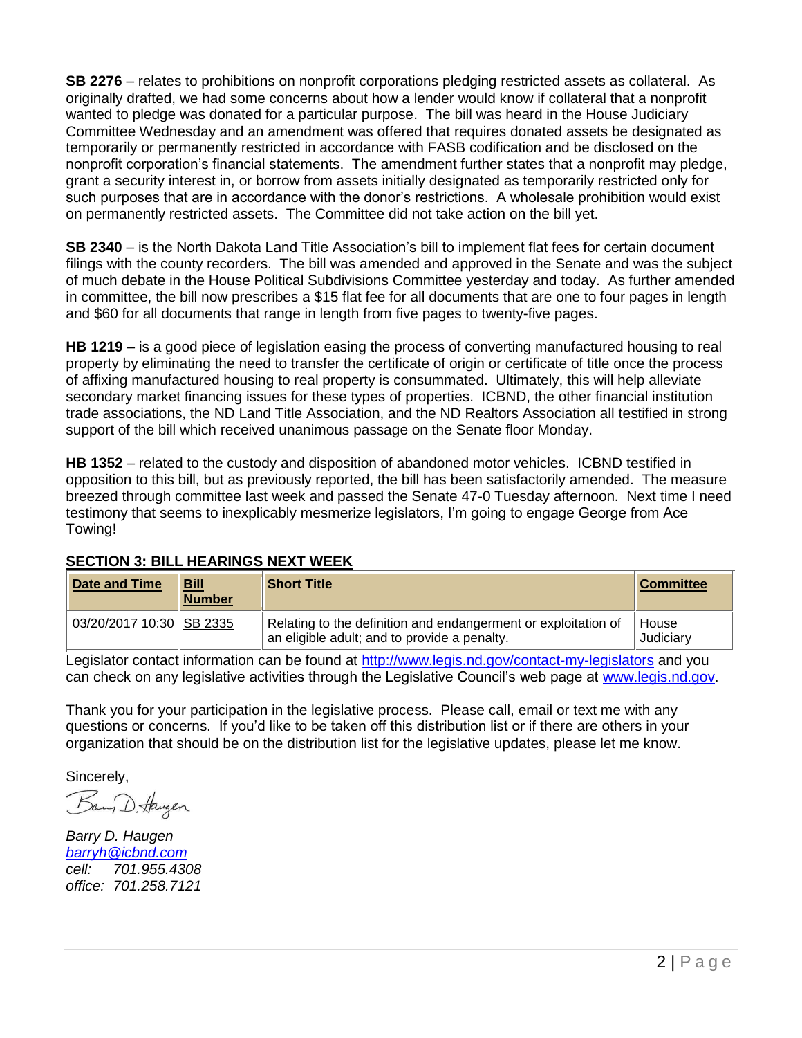**SB 2276** – relates to prohibitions on nonprofit corporations pledging restricted assets as collateral. As originally drafted, we had some concerns about how a lender would know if collateral that a nonprofit wanted to pledge was donated for a particular purpose. The bill was heard in the House Judiciary Committee Wednesday and an amendment was offered that requires donated assets be designated as temporarily or permanently restricted in accordance with FASB codification and be disclosed on the nonprofit corporation's financial statements. The amendment further states that a nonprofit may pledge, grant a security interest in, or borrow from assets initially designated as temporarily restricted only for such purposes that are in accordance with the donor's restrictions. A wholesale prohibition would exist on permanently restricted assets. The Committee did not take action on the bill yet.

**SB 2340** – is the North Dakota Land Title Association's bill to implement flat fees for certain document filings with the county recorders. The bill was amended and approved in the Senate and was the subject of much debate in the House Political Subdivisions Committee yesterday and today. As further amended in committee, the bill now prescribes a $15 flat fee for all documents that are one to four pages in length and $60 for all documents that range in length from five pages to twenty-five pages.

**HB 1219** – is a good piece of legislation easing the process of converting manufactured housing to real property by eliminating the need to transfer the certificate of origin or certificate of title once the process of affixing manufactured housing to real property is consummated. Ultimately, this will help alleviate secondary market financing issues for these types of properties. ICBND, the other financial institution trade associations, the ND Land Title Association, and the ND Realtors Association all testified in strong support of the bill which received unanimous passage on the Senate floor Monday.

**HB 1352** – related to the custody and disposition of abandoned motor vehicles. ICBND testified in opposition to this bill, but as previously reported, the bill has been satisfactorily amended. The measure breezed through committee last week and passed the Senate 47-0 Tuesday afternoon. Next time I need testimony that seems to inexplicably mesmerize legislators, I'm going to engage George from Ace Towing!

## SECTION 3: BILL HEARINGS NEXT WEEK

| Date and Time | Bill Number | Short Title | Committee |
|---|---|---|---|
| 03/20/2017 10:30 | SB 2335 | Relating to the definition and endangerment or exploitation of an eligible adult; and to provide a penalty. | House Judiciary |

Legislator contact information can be found at http://www.legis.nd.gov/contact-my-legislators and you can check on any legislative activities through the Legislative Council's web page at www.legis.nd.gov.

Thank you for your participation in the legislative process. Please call, email or text me with any questions or concerns. If you'd like to be taken off this distribution list or if there are others in your organization that should be on the distribution list for the legislative updates, please let me know.

Sincerely,

*Barry D. Haugen*
*barryh@icbnd.com*
*cell: 701.955.4308*
*office: 701.258.7121*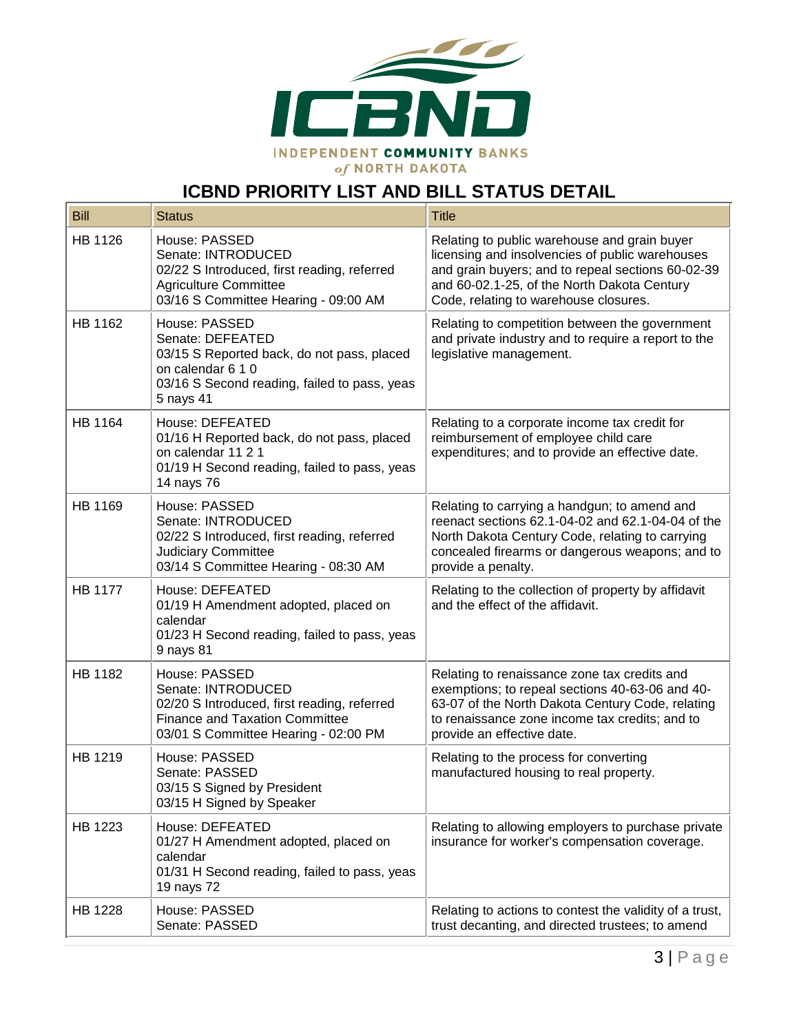## ICBND PRIORITY LIST AND BILL STATUS DETAIL

| Bill | Status | Title |
|---|---|---|
| HB 1126 | House: PASSED<br>Senate: INTRODUCED<br>02/22 S Introduced, first reading, referred Agriculture Committee<br>03/16 S Committee Hearing - 09:00 AM | Relating to public warehouse and grain buyer licensing and insolvencies of public warehouses and grain buyers; and to repeal sections 60-02-39 and 60-02.1-25, of the North Dakota Century Code, relating to warehouse closures. |
| HB 1162 | House: PASSED<br>Senate: DEFEATED<br>03/15 S Reported back, do not pass, placed on calendar 6 1 0<br>03/16 S Second reading, failed to pass, yeas 5 nays 41 | Relating to competition between the government and private industry and to require a report to the legislative management. |
| HB 1164 | House: DEFEATED<br>01/16 H Reported back, do not pass, placed on calendar 11 2 1<br>01/19 H Second reading, failed to pass, yeas 14 nays 76 | Relating to a corporate income tax credit for reimbursement of employee child care expenditures; and to provide an effective date. |
| HB 1169 | House: PASSED<br>Senate: INTRODUCED<br>02/22 S Introduced, first reading, referred Judiciary Committee<br>03/14 S Committee Hearing - 08:30 AM | Relating to carrying a handgun; to amend and reenact sections 62.1-04-02 and 62.1-04-04 of the North Dakota Century Code, relating to carrying concealed firearms or dangerous weapons; and to provide a penalty. |
| HB 1177 | House: DEFEATED<br>01/19 H Amendment adopted, placed on calendar<br>01/23 H Second reading, failed to pass, yeas 9 nays 81 | Relating to the collection of property by affidavit and the effect of the affidavit. |
| HB 1182 | House: PASSED<br>Senate: INTRODUCED<br>02/20 S Introduced, first reading, referred Finance and Taxation Committee<br>03/01 S Committee Hearing - 02:00 PM | Relating to renaissance zone tax credits and exemptions; to repeal sections 40-63-06 and 40-63-07 of the North Dakota Century Code, relating to renaissance zone income tax credits; and to provide an effective date. |
| HB 1219 | House: PASSED<br>Senate: PASSED<br>03/15 S Signed by President<br>03/15 H Signed by Speaker | Relating to the process for converting manufactured housing to real property. |
| HB 1223 | House: DEFEATED<br>01/27 H Amendment adopted, placed on calendar<br>01/31 H Second reading, failed to pass, yeas 19 nays 72 | Relating to allowing employers to purchase private insurance for worker's compensation coverage. |
| HB 1228 | House: PASSED<br>Senate: PASSED | Relating to actions to contest the validity of a trust, trust decanting, and directed trustees; to amend |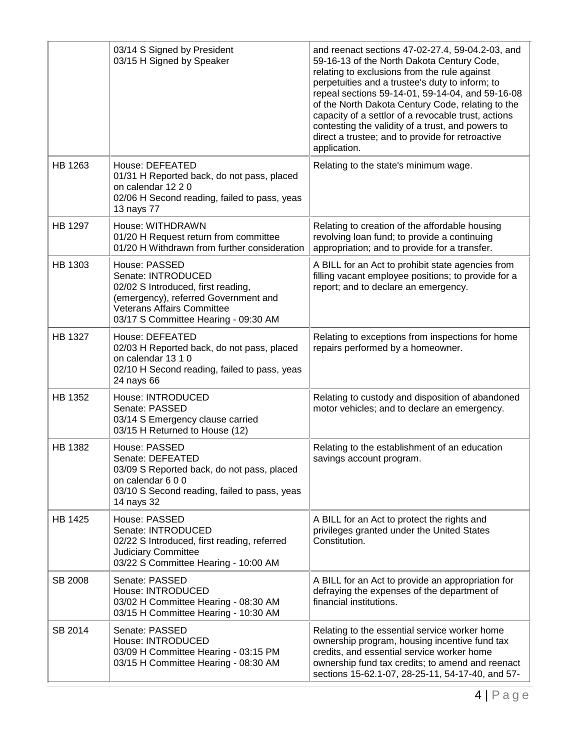| | | |
|---|---|---|
| | 03/14 S Signed by President<br>03/15 H Signed by Speaker | and reenact sections 47-02-27.4, 59-04.2-03, and 59-16-13 of the North Dakota Century Code, relating to exclusions from the rule against perpetuities and a trustee's duty to inform; to repeal sections 59-14-01, 59-14-04, and 59-16-08 of the North Dakota Century Code, relating to the capacity of a settlor of a revocable trust, actions contesting the validity of a trust, and powers to direct a trustee; and to provide for retroactive application. |
| HB 1263 | House: DEFEATED<br>01/31 H Reported back, do not pass, placed on calendar 12 2 0<br>02/06 H Second reading, failed to pass, yeas 13 nays 77 | Relating to the state's minimum wage. |
| HB 1297 | House: WITHDRAWN<br>01/20 H Request return from committee<br>01/20 H Withdrawn from further consideration | Relating to creation of the affordable housing revolving loan fund; to provide a continuing appropriation; and to provide for a transfer. |
| HB 1303 | House: PASSED<br>Senate: INTRODUCED<br>02/02 S Introduced, first reading, (emergency), referred Government and Veterans Affairs Committee<br>03/17 S Committee Hearing - 09:30 AM | A BILL for an Act to prohibit state agencies from filling vacant employee positions; to provide for a report; and to declare an emergency. |
| HB 1327 | House: DEFEATED<br>02/03 H Reported back, do not pass, placed on calendar 13 1 0<br>02/10 H Second reading, failed to pass, yeas 24 nays 66 | Relating to exceptions from inspections for home repairs performed by a homeowner. |
| HB 1352 | House: INTRODUCED<br>Senate: PASSED<br>03/14 S Emergency clause carried<br>03/15 H Returned to House (12) | Relating to custody and disposition of abandoned motor vehicles; and to declare an emergency. |
| HB 1382 | House: PASSED<br>Senate: DEFEATED<br>03/09 S Reported back, do not pass, placed on calendar 6 0 0<br>03/10 S Second reading, failed to pass, yeas 14 nays 32 | Relating to the establishment of an education savings account program. |
| HB 1425 | House: PASSED<br>Senate: INTRODUCED<br>02/22 S Introduced, first reading, referred Judiciary Committee<br>03/22 S Committee Hearing - 10:00 AM | A BILL for an Act to protect the rights and privileges granted under the United States Constitution. |
| SB 2008 | Senate: PASSED<br>House: INTRODUCED<br>03/02 H Committee Hearing - 08:30 AM<br>03/15 H Committee Hearing - 10:30 AM | A BILL for an Act to provide an appropriation for defraying the expenses of the department of financial institutions. |
| SB 2014 | Senate: PASSED<br>House: INTRODUCED<br>03/09 H Committee Hearing - 03:15 PM<br>03/15 H Committee Hearing - 08:30 AM | Relating to the essential service worker home ownership program, housing incentive fund tax credits, and essential service worker home ownership fund tax credits; to amend and reenact sections 15-62.1-07, 28-25-11, 54-17-40, and 57- |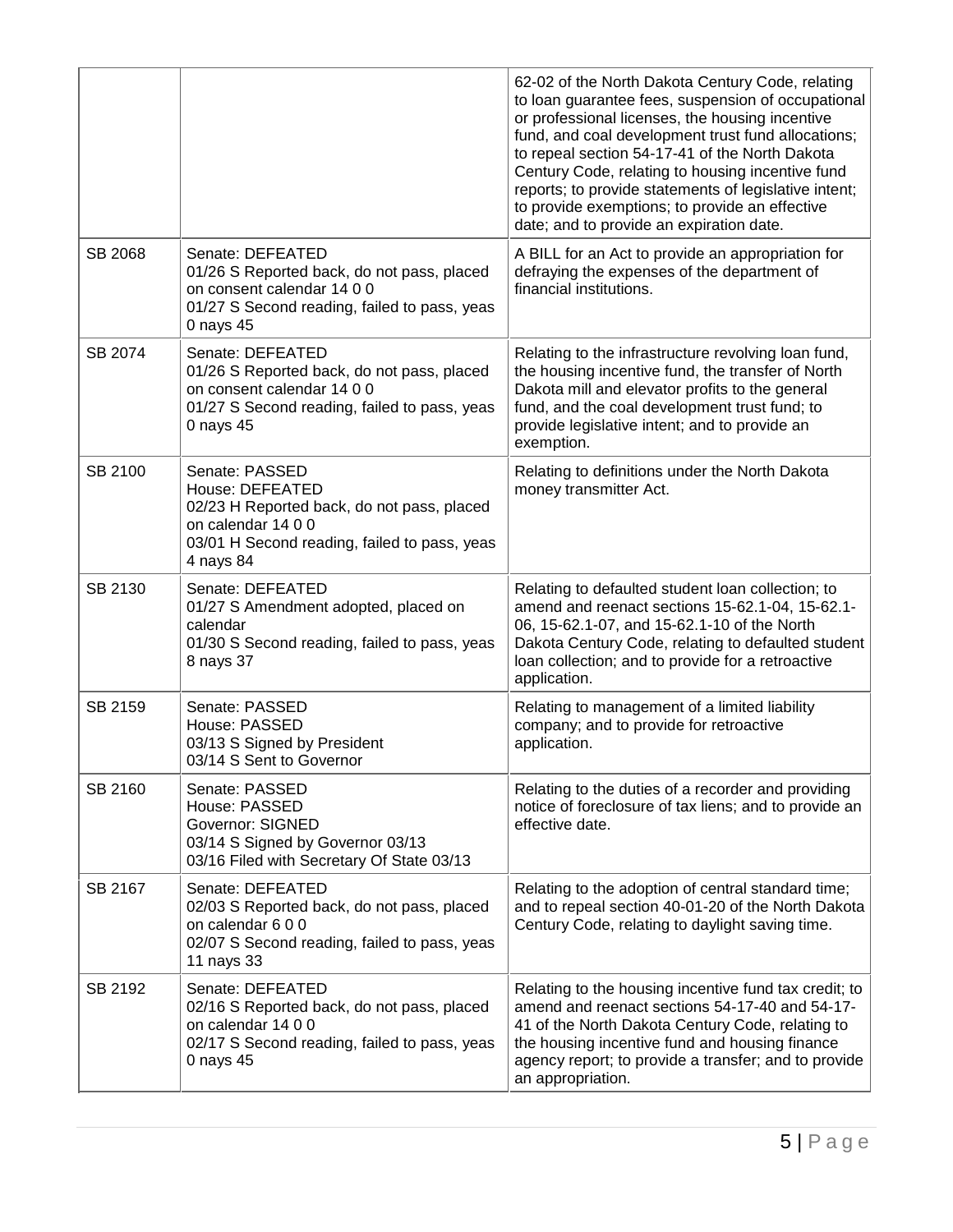| | | |
|---|---|---|
| | | 62-02 of the North Dakota Century Code, relating to loan guarantee fees, suspension of occupational or professional licenses, the housing incentive fund, and coal development trust fund allocations; to repeal section 54-17-41 of the North Dakota Century Code, relating to housing incentive fund reports; to provide statements of legislative intent; to provide exemptions; to provide an effective date; and to provide an expiration date. |
| SB 2068 | Senate: DEFEATED<br>01/26 S Reported back, do not pass, placed on consent calendar 14 0 0<br>01/27 S Second reading, failed to pass, yeas 0 nays 45 | A BILL for an Act to provide an appropriation for defraying the expenses of the department of financial institutions. |
| SB 2074 | Senate: DEFEATED<br>01/26 S Reported back, do not pass, placed on consent calendar 14 0 0<br>01/27 S Second reading, failed to pass, yeas 0 nays 45 | Relating to the infrastructure revolving loan fund, the housing incentive fund, the transfer of North Dakota mill and elevator profits to the general fund, and the coal development trust fund; to provide legislative intent; and to provide an exemption. |
| SB 2100 | Senate: PASSED<br>House: DEFEATED<br>02/23 H Reported back, do not pass, placed on calendar 14 0 0<br>03/01 H Second reading, failed to pass, yeas 4 nays 84 | Relating to definitions under the North Dakota money transmitter Act. |
| SB 2130 | Senate: DEFEATED<br>01/27 S Amendment adopted, placed on calendar<br>01/30 S Second reading, failed to pass, yeas 8 nays 37 | Relating to defaulted student loan collection; to amend and reenact sections 15-62.1-04, 15-62.1-06, 15-62.1-07, and 15-62.1-10 of the North Dakota Century Code, relating to defaulted student loan collection; and to provide for a retroactive application. |
| SB 2159 | Senate: PASSED<br>House: PASSED<br>03/13 S Signed by President<br>03/14 S Sent to Governor | Relating to management of a limited liability company; and to provide for retroactive application. |
| SB 2160 | Senate: PASSED<br>House: PASSED<br>Governor: SIGNED<br>03/14 S Signed by Governor 03/13<br>03/16 Filed with Secretary Of State 03/13 | Relating to the duties of a recorder and providing notice of foreclosure of tax liens; and to provide an effective date. |
| SB 2167 | Senate: DEFEATED<br>02/03 S Reported back, do not pass, placed on calendar 6 0 0<br>02/07 S Second reading, failed to pass, yeas 11 nays 33 | Relating to the adoption of central standard time; and to repeal section 40-01-20 of the North Dakota Century Code, relating to daylight saving time. |
| SB 2192 | Senate: DEFEATED<br>02/16 S Reported back, do not pass, placed on calendar 14 0 0<br>02/17 S Second reading, failed to pass, yeas 0 nays 45 | Relating to the housing incentive fund tax credit; to amend and reenact sections 54-17-40 and 54-17-41 of the North Dakota Century Code, relating to the housing incentive fund and housing finance agency report; to provide a transfer; and to provide an appropriation. |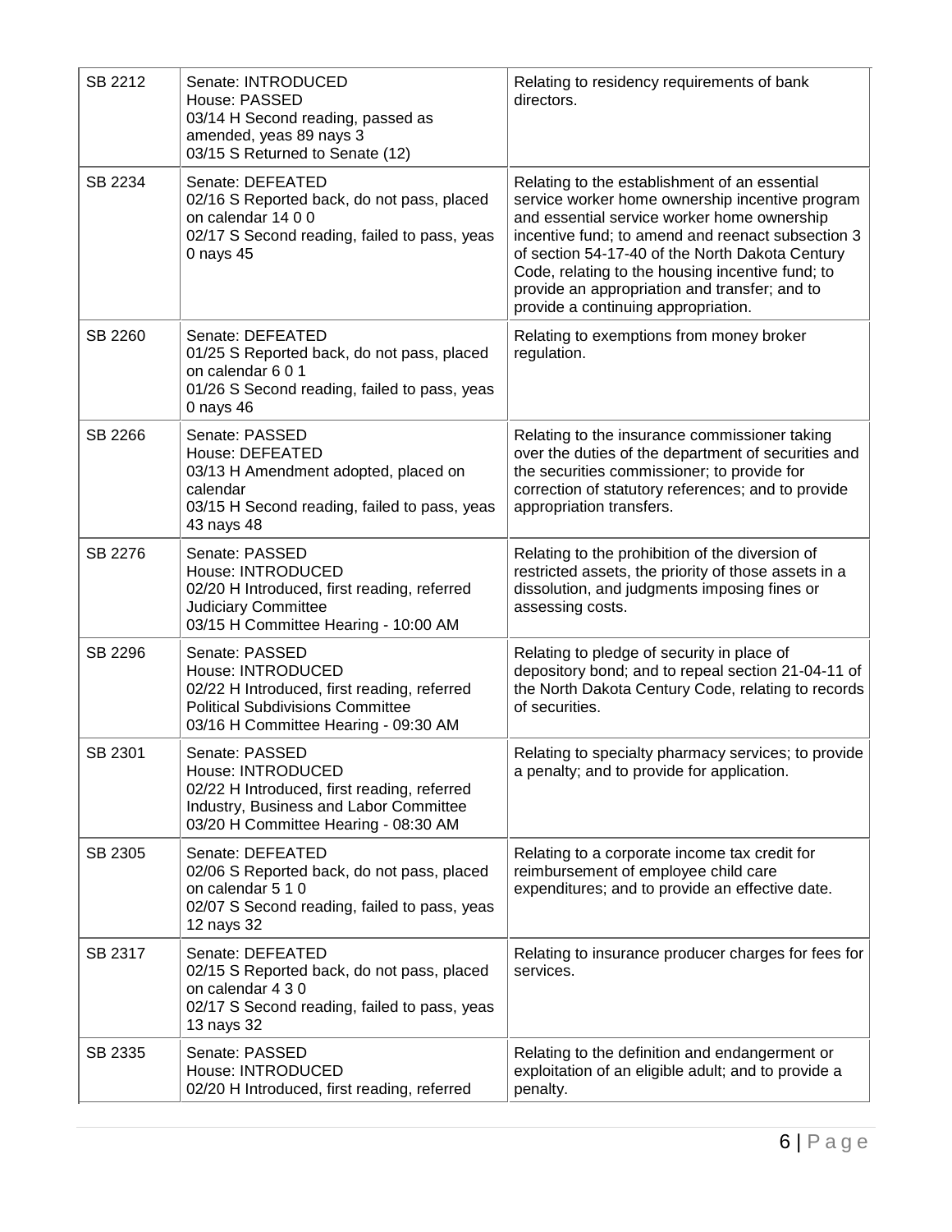| | | |
|---|---|---|
| SB 2212 | Senate: INTRODUCED<br>House: PASSED<br>03/14 H Second reading, passed as amended, yeas 89 nays 3<br>03/15 S Returned to Senate (12) | Relating to residency requirements of bank directors. |
| SB 2234 | Senate: DEFEATED<br>02/16 S Reported back, do not pass, placed on calendar 14 0 0<br>02/17 S Second reading, failed to pass, yeas 0 nays 45 | Relating to the establishment of an essential service worker home ownership incentive program and essential service worker home ownership incentive fund; to amend and reenact subsection 3 of section 54-17-40 of the North Dakota Century Code, relating to the housing incentive fund; to provide an appropriation and transfer; and to provide a continuing appropriation. |
| SB 2260 | Senate: DEFEATED<br>01/25 S Reported back, do not pass, placed on calendar 6 0 1<br>01/26 S Second reading, failed to pass, yeas 0 nays 46 | Relating to exemptions from money broker regulation. |
| SB 2266 | Senate: PASSED<br>House: DEFEATED<br>03/13 H Amendment adopted, placed on calendar<br>03/15 H Second reading, failed to pass, yeas 43 nays 48 | Relating to the insurance commissioner taking over the duties of the department of securities and the securities commissioner; to provide for correction of statutory references; and to provide appropriation transfers. |
| SB 2276 | Senate: PASSED<br>House: INTRODUCED<br>02/20 H Introduced, first reading, referred Judiciary Committee<br>03/15 H Committee Hearing - 10:00 AM | Relating to the prohibition of the diversion of restricted assets, the priority of those assets in a dissolution, and judgments imposing fines or assessing costs. |
| SB 2296 | Senate: PASSED<br>House: INTRODUCED<br>02/22 H Introduced, first reading, referred Political Subdivisions Committee<br>03/16 H Committee Hearing - 09:30 AM | Relating to pledge of security in place of depository bond; and to repeal section 21-04-11 of the North Dakota Century Code, relating to records of securities. |
| SB 2301 | Senate: PASSED<br>House: INTRODUCED<br>02/22 H Introduced, first reading, referred Industry, Business and Labor Committee<br>03/20 H Committee Hearing - 08:30 AM | Relating to specialty pharmacy services; to provide a penalty; and to provide for application. |
| SB 2305 | Senate: DEFEATED<br>02/06 S Reported back, do not pass, placed on calendar 5 1 0<br>02/07 S Second reading, failed to pass, yeas 12 nays 32 | Relating to a corporate income tax credit for reimbursement of employee child care expenditures; and to provide an effective date. |
| SB 2317 | Senate: DEFEATED<br>02/15 S Reported back, do not pass, placed on calendar 4 3 0<br>02/17 S Second reading, failed to pass, yeas 13 nays 32 | Relating to insurance producer charges for fees for services. |
| SB 2335 | Senate: PASSED<br>House: INTRODUCED<br>02/20 H Introduced, first reading, referred | Relating to the definition and endangerment or exploitation of an eligible adult; and to provide a penalty. |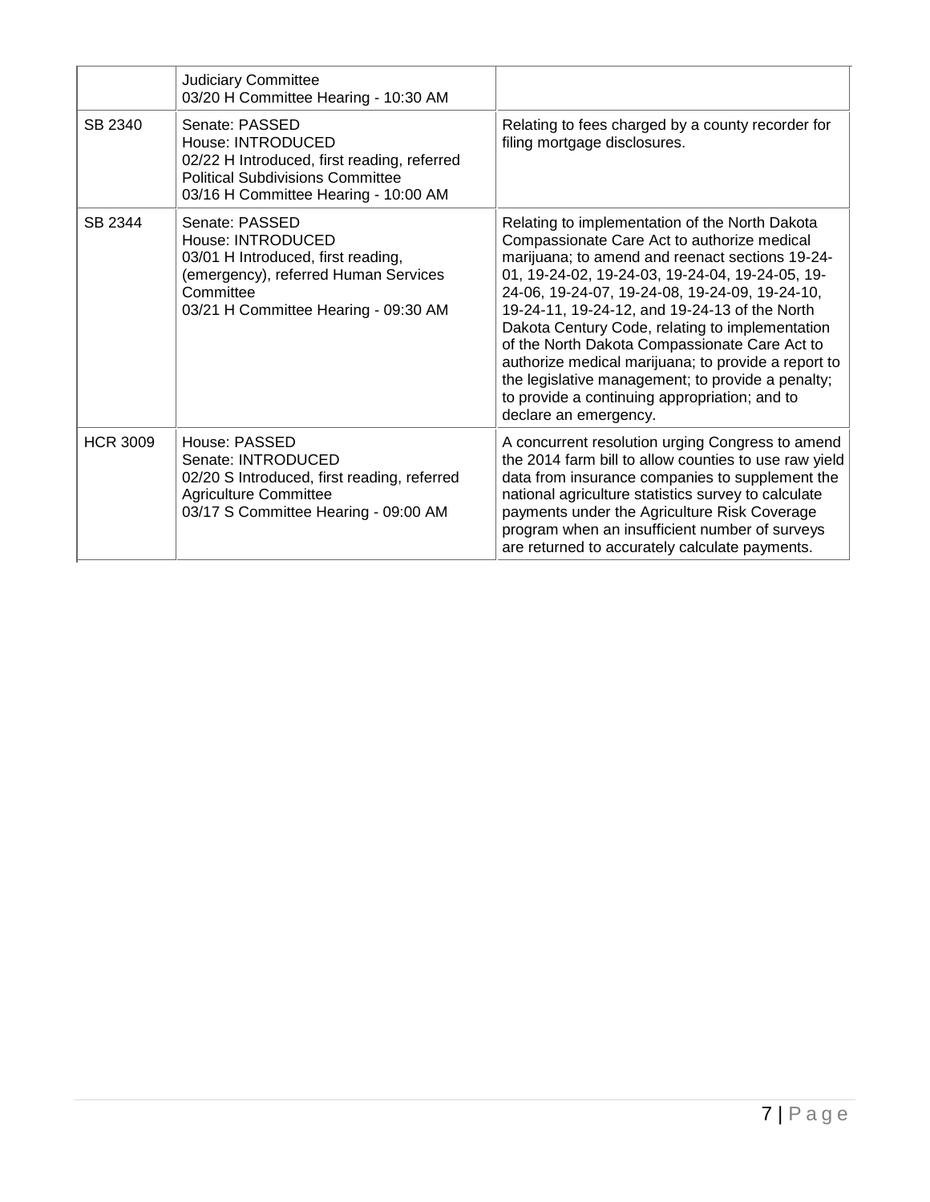| | | |
|---|---|---|
| | Judiciary Committee<br>03/20 H Committee Hearing - 10:30 AM | |
| SB 2340 | Senate: PASSED<br>House: INTRODUCED<br>02/22 H Introduced, first reading, referred Political Subdivisions Committee<br>03/16 H Committee Hearing - 10:00 AM | Relating to fees charged by a county recorder for filing mortgage disclosures. |
| SB 2344 | Senate: PASSED<br>House: INTRODUCED<br>03/01 H Introduced, first reading, (emergency), referred Human Services Committee<br>03/21 H Committee Hearing - 09:30 AM | Relating to implementation of the North Dakota Compassionate Care Act to authorize medical marijuana; to amend and reenact sections 19-24-01, 19-24-02, 19-24-03, 19-24-04, 19-24-05, 19-24-06, 19-24-07, 19-24-08, 19-24-09, 19-24-10, 19-24-11, 19-24-12, and 19-24-13 of the North Dakota Century Code, relating to implementation of the North Dakota Compassionate Care Act to authorize medical marijuana; to provide a report to the legislative management; to provide a penalty; to provide a continuing appropriation; and to declare an emergency. |
| HCR 3009 | House: PASSED<br>Senate: INTRODUCED<br>02/20 S Introduced, first reading, referred Agriculture Committee<br>03/17 S Committee Hearing - 09:00 AM | A concurrent resolution urging Congress to amend the 2014 farm bill to allow counties to use raw yield data from insurance companies to supplement the national agriculture statistics survey to calculate payments under the Agriculture Risk Coverage program when an insufficient number of surveys are returned to accurately calculate payments. |